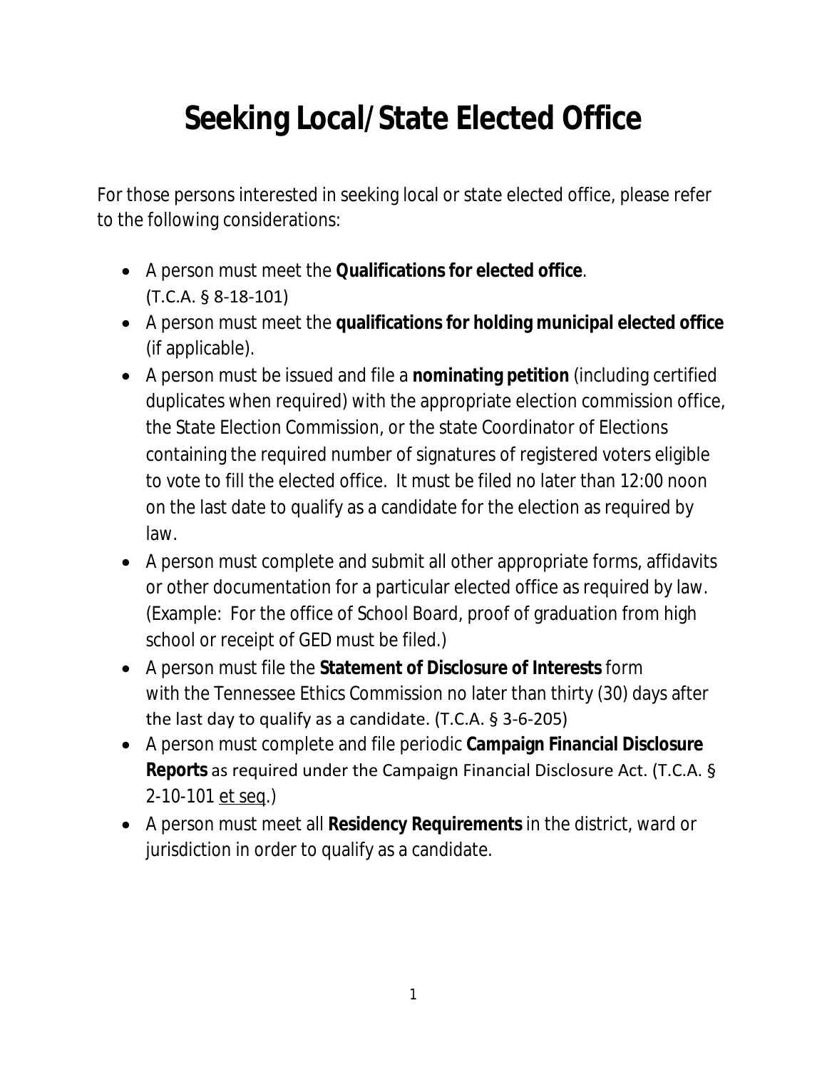# Seeking Local/State Elected Office

For those persons interested in seeking local or state elected office, please refer to the following considerations:

- A person must meet the **Qualifications for elected office**. (T.C.A. § 8-18-101)
- A person must meet the **qualifications for holding municipal elected office** (if applicable).
- A person must be issued and file a **nominating petition** (including certified duplicates when required) with the appropriate election commission office, the State Election Commission, or the state Coordinator of Elections containing the required number of signatures of registered voters eligible to vote to fill the elected office. It must be filed no later than 12:00 noon on the last date to qualify as a candidate for the election as required by law.
- A person must complete and submit all other appropriate forms, affidavits or other documentation for a particular elected office as required by law. (Example: For the office of School Board, proof of graduation from high school or receipt of GED must be filed.)
- A person must file the **Statement of Disclosure of Interests** form with the Tennessee Ethics Commission no later than thirty (30) days after the last day to qualify as a candidate. (T.C.A. § 3-6-205)
- A person must complete and file periodic **Campaign Financial Disclosure Reports** as required under the Campaign Financial Disclosure Act. (T.C.A. § 2-10-101 et seq.)
- A person must meet all **Residency Requirements** in the district, ward or jurisdiction in order to qualify as a candidate.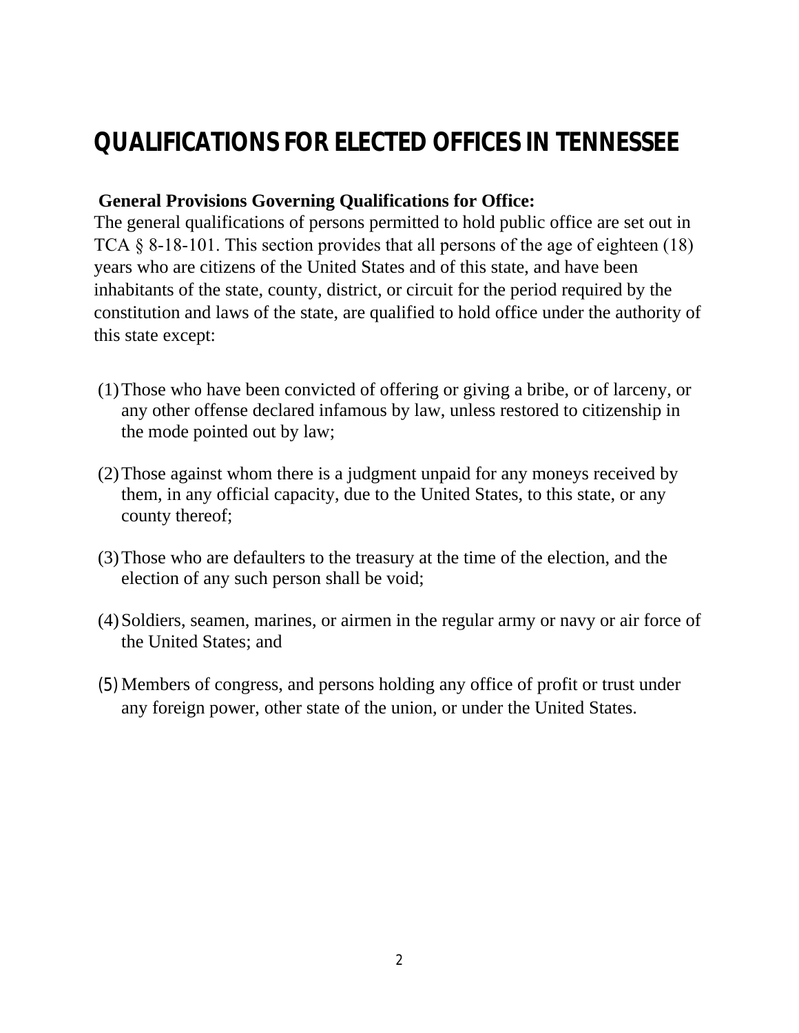# QUALIFICATIONS FOR ELECTED OFFICES IN TENNESSEE

**General Provisions Governing Qualifications for Office:**

The general qualifications of persons permitted to hold public office are set out in TCA § 8-18-101. This section provides that all persons of the age of eighteen (18) years who are citizens of the United States and of this state, and have been inhabitants of the state, county, district, or circuit for the period required by the constitution and laws of the state, are qualified to hold office under the authority of this state except:

(1) Those who have been convicted of offering or giving a bribe, or of larceny, or any other offense declared infamous by law, unless restored to citizenship in the mode pointed out by law;

(2) Those against whom there is a judgment unpaid for any moneys received by them, in any official capacity, due to the United States, to this state, or any county thereof;

(3) Those who are defaulters to the treasury at the time of the election, and the election of any such person shall be void;

(4) Soldiers, seamen, marines, or airmen in the regular army or navy or air force of the United States; and

(5) Members of congress, and persons holding any office of profit or trust under any foreign power, other state of the union, or under the United States.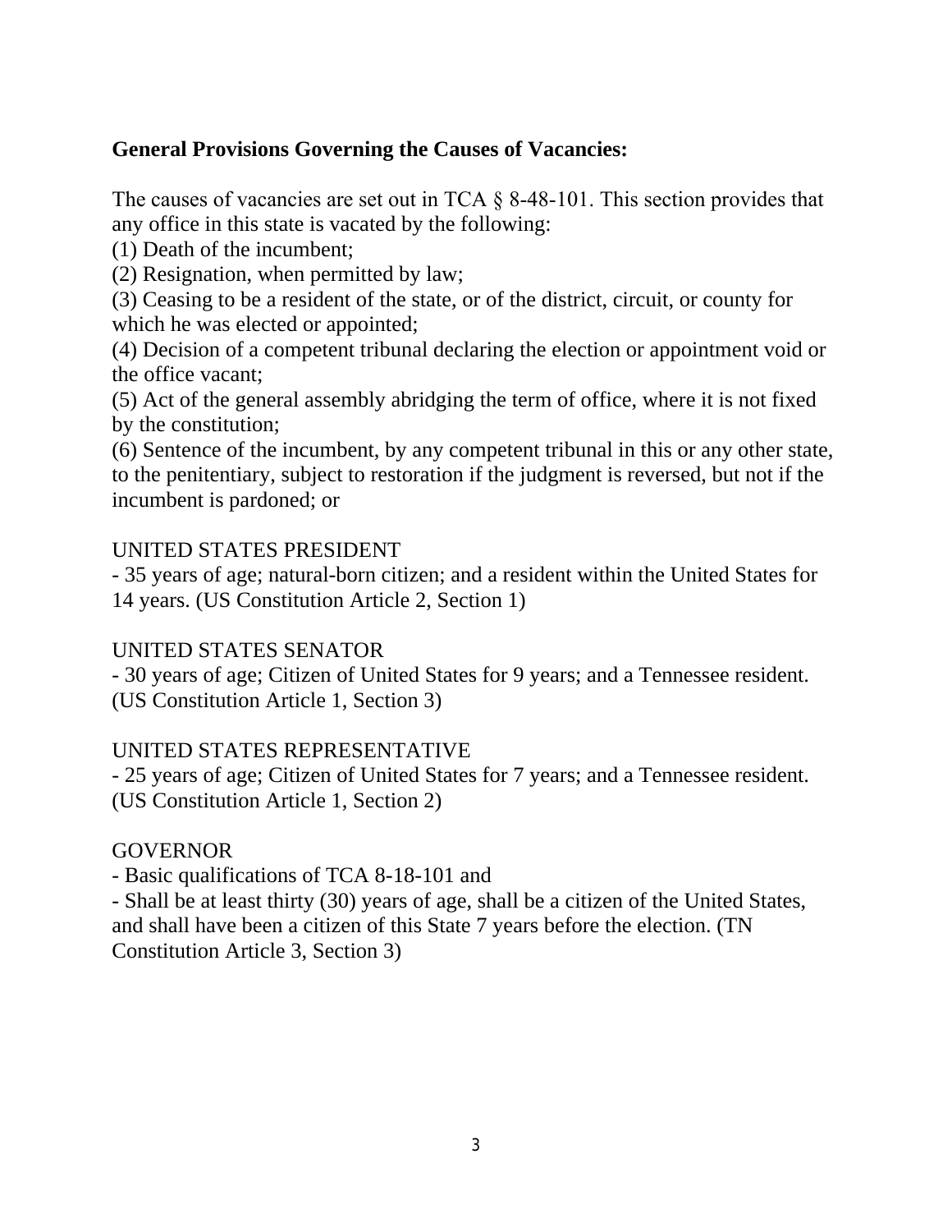**General Provisions Governing the Causes of Vacancies:**

The causes of vacancies are set out in TCA § 8-48-101. This section provides that any office in this state is vacated by the following:

(1) Death of the incumbent;

(2) Resignation, when permitted by law;

(3) Ceasing to be a resident of the state, or of the district, circuit, or county for which he was elected or appointed;

(4) Decision of a competent tribunal declaring the election or appointment void or the office vacant;

(5) Act of the general assembly abridging the term of office, where it is not fixed by the constitution;

(6) Sentence of the incumbent, by any competent tribunal in this or any other state, to the penitentiary, subject to restoration if the judgment is reversed, but not if the incumbent is pardoned; or

UNITED STATES PRESIDENT

- 35 years of age; natural-born citizen; and a resident within the United States for 14 years. (US Constitution Article 2, Section 1)

UNITED STATES SENATOR

- 30 years of age; Citizen of United States for 9 years; and a Tennessee resident. (US Constitution Article 1, Section 3)

UNITED STATES REPRESENTATIVE

- 25 years of age; Citizen of United States for 7 years; and a Tennessee resident. (US Constitution Article 1, Section 2)

GOVERNOR

- Basic qualifications of TCA 8-18-101 and
- Shall be at least thirty (30) years of age, shall be a citizen of the United States, and shall have been a citizen of this State 7 years before the election. (TN Constitution Article 3, Section 3)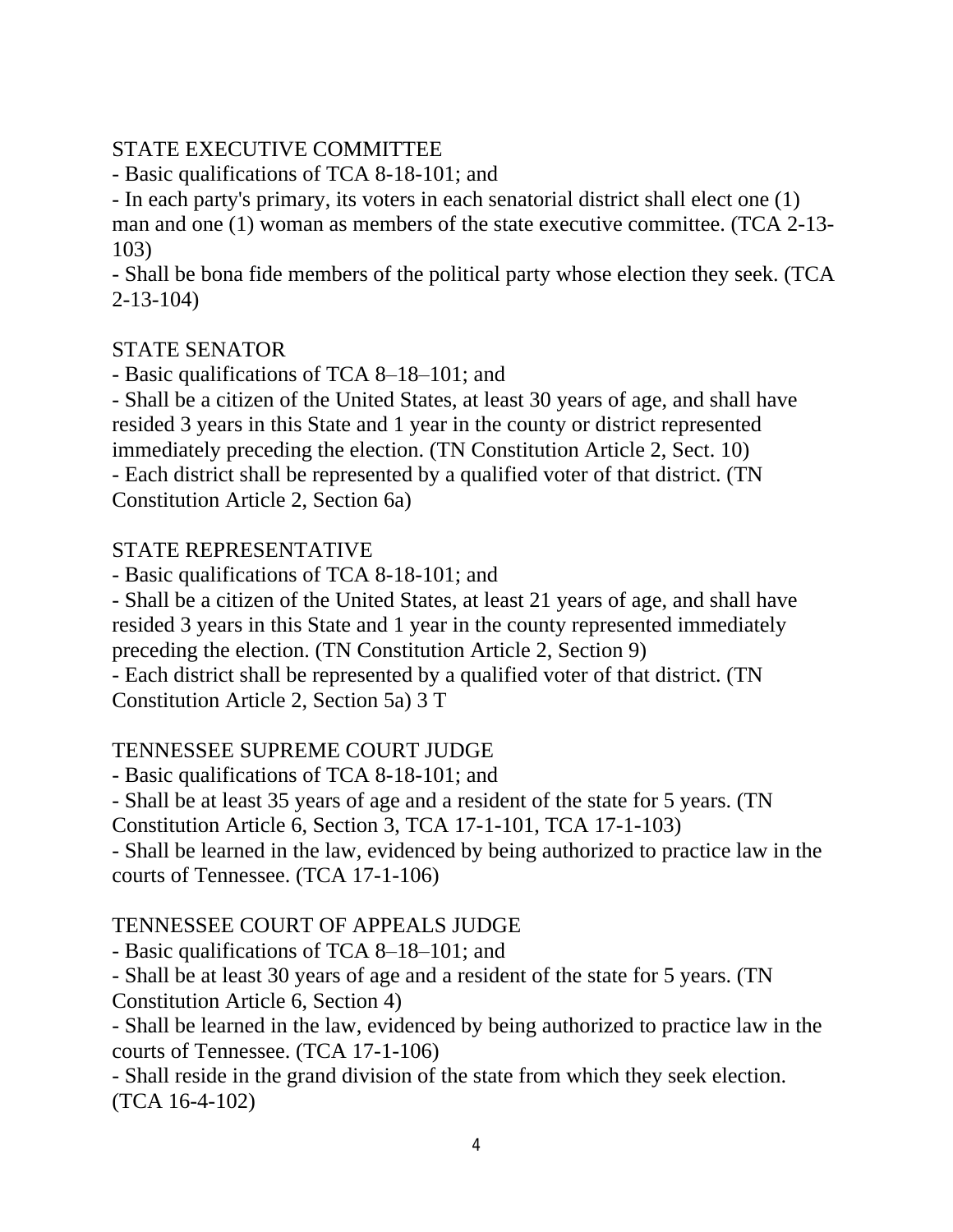STATE EXECUTIVE COMMITTEE

- Basic qualifications of TCA 8-18-101; and
- In each party's primary, its voters in each senatorial district shall elect one (1) man and one (1) woman as members of the state executive committee. (TCA 2-13-103)
- Shall be bona fide members of the political party whose election they seek. (TCA 2-13-104)

STATE SENATOR

- Basic qualifications of TCA 8–18–101; and
- Shall be a citizen of the United States, at least 30 years of age, and shall have resided 3 years in this State and 1 year in the county or district represented immediately preceding the election. (TN Constitution Article 2, Sect. 10)
- Each district shall be represented by a qualified voter of that district. (TN Constitution Article 2, Section 6a)

STATE REPRESENTATIVE

- Basic qualifications of TCA 8-18-101; and
- Shall be a citizen of the United States, at least 21 years of age, and shall have resided 3 years in this State and 1 year in the county represented immediately preceding the election. (TN Constitution Article 2, Section 9)
- Each district shall be represented by a qualified voter of that district. (TN Constitution Article 2, Section 5a) 3 T

TENNESSEE SUPREME COURT JUDGE

- Basic qualifications of TCA 8-18-101; and
- Shall be at least 35 years of age and a resident of the state for 5 years. (TN Constitution Article 6, Section 3, TCA 17-1-101, TCA 17-1-103)
- Shall be learned in the law, evidenced by being authorized to practice law in the courts of Tennessee. (TCA 17-1-106)

TENNESSEE COURT OF APPEALS JUDGE

- Basic qualifications of TCA 8–18–101; and
- Shall be at least 30 years of age and a resident of the state for 5 years. (TN Constitution Article 6, Section 4)
- Shall be learned in the law, evidenced by being authorized to practice law in the courts of Tennessee. (TCA 17-1-106)
- Shall reside in the grand division of the state from which they seek election. (TCA 16-4-102)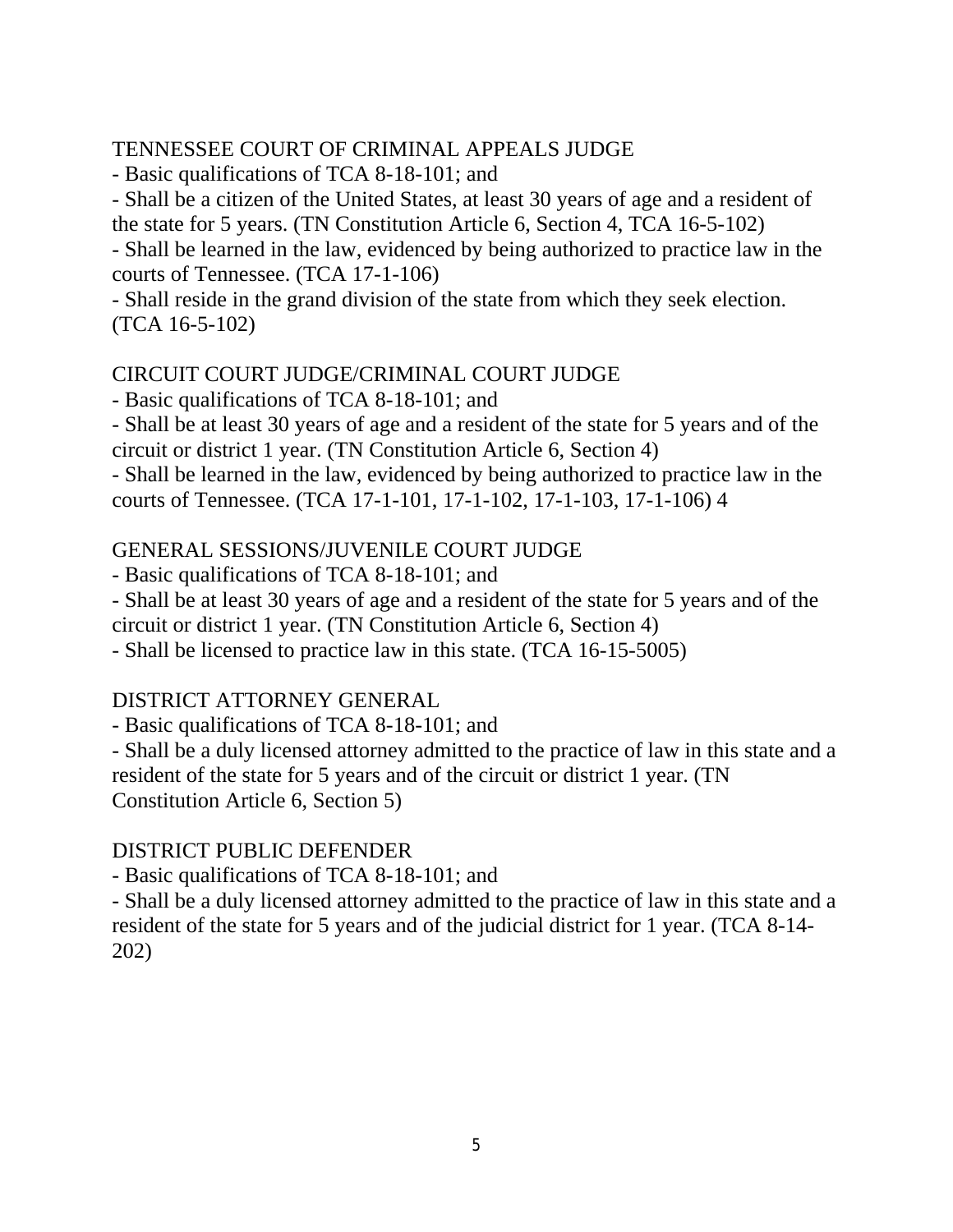TENNESSEE COURT OF CRIMINAL APPEALS JUDGE

- Basic qualifications of TCA 8-18-101; and
- Shall be a citizen of the United States, at least 30 years of age and a resident of the state for 5 years. (TN Constitution Article 6, Section 4, TCA 16-5-102)
- Shall be learned in the law, evidenced by being authorized to practice law in the courts of Tennessee. (TCA 17-1-106)
- Shall reside in the grand division of the state from which they seek election. (TCA 16-5-102)

CIRCUIT COURT JUDGE/CRIMINAL COURT JUDGE

- Basic qualifications of TCA 8-18-101; and
- Shall be at least 30 years of age and a resident of the state for 5 years and of the circuit or district 1 year. (TN Constitution Article 6, Section 4)
- Shall be learned in the law, evidenced by being authorized to practice law in the courts of Tennessee. (TCA 17-1-101, 17-1-102, 17-1-103, 17-1-106) 4

GENERAL SESSIONS/JUVENILE COURT JUDGE

- Basic qualifications of TCA 8-18-101; and
- Shall be at least 30 years of age and a resident of the state for 5 years and of the circuit or district 1 year. (TN Constitution Article 6, Section 4)
- Shall be licensed to practice law in this state. (TCA 16-15-5005)

DISTRICT ATTORNEY GENERAL

- Basic qualifications of TCA 8-18-101; and
- Shall be a duly licensed attorney admitted to the practice of law in this state and a resident of the state for 5 years and of the circuit or district 1 year. (TN Constitution Article 6, Section 5)

DISTRICT PUBLIC DEFENDER

- Basic qualifications of TCA 8-18-101; and
- Shall be a duly licensed attorney admitted to the practice of law in this state and a resident of the state for 5 years and of the judicial district for 1 year. (TCA 8-14-202)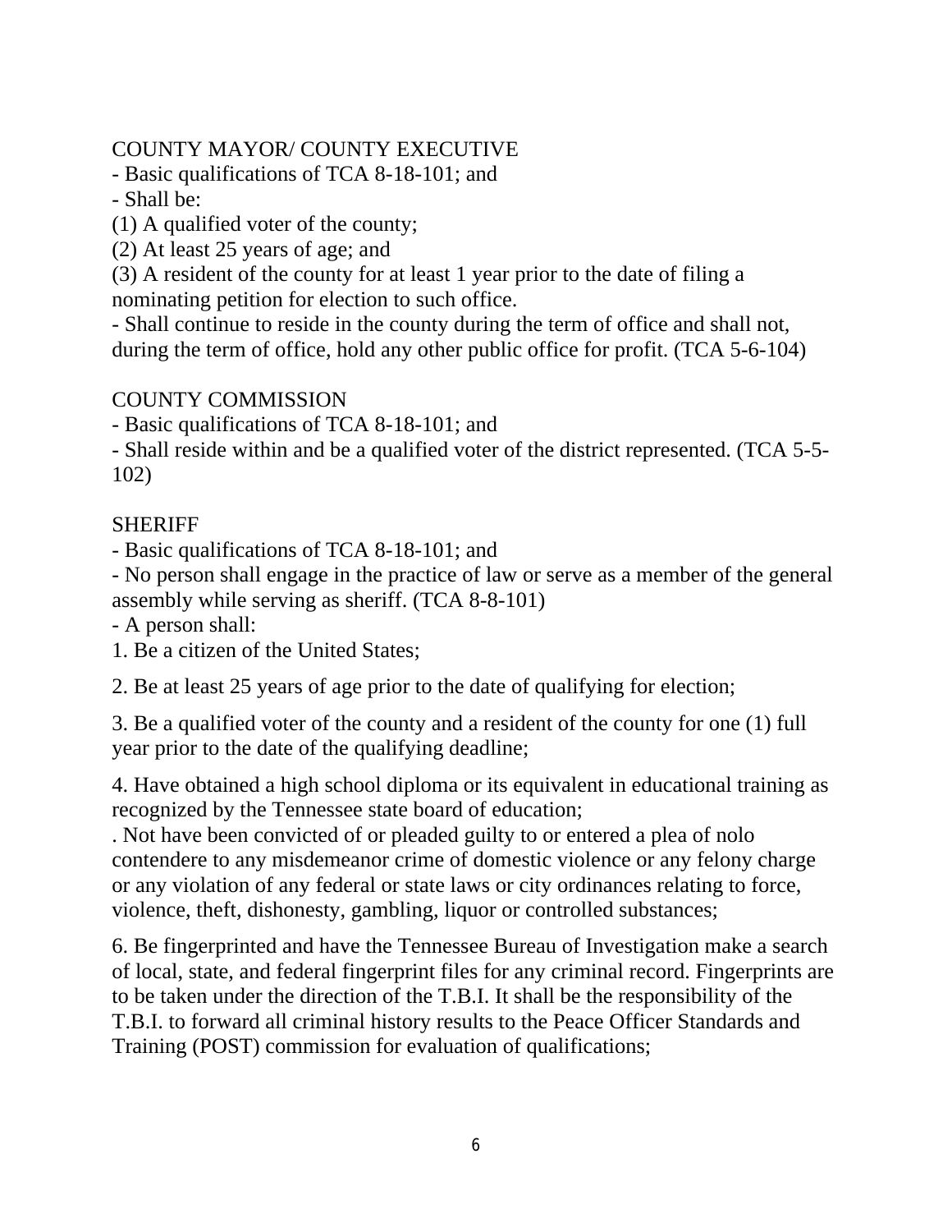COUNTY MAYOR/ COUNTY EXECUTIVE

- Basic qualifications of TCA 8-18-101; and
- Shall be:

(1) A qualified voter of the county;

(2) At least 25 years of age; and

(3) A resident of the county for at least 1 year prior to the date of filing a nominating petition for election to such office.

- Shall continue to reside in the county during the term of office and shall not, during the term of office, hold any other public office for profit. (TCA 5-6-104)

COUNTY COMMISSION

- Basic qualifications of TCA 8-18-101; and
- Shall reside within and be a qualified voter of the district represented. (TCA 5-5-102)

SHERIFF

- Basic qualifications of TCA 8-18-101; and
- No person shall engage in the practice of law or serve as a member of the general assembly while serving as sheriff. (TCA 8-8-101)
- A person shall:

1. Be a citizen of the United States;

2. Be at least 25 years of age prior to the date of qualifying for election;

3. Be a qualified voter of the county and a resident of the county for one (1) full year prior to the date of the qualifying deadline;

4. Have obtained a high school diploma or its equivalent in educational training as recognized by the Tennessee state board of education;

. Not have been convicted of or pleaded guilty to or entered a plea of nolo contendere to any misdemeanor crime of domestic violence or any felony charge or any violation of any federal or state laws or city ordinances relating to force, violence, theft, dishonesty, gambling, liquor or controlled substances;

6. Be fingerprinted and have the Tennessee Bureau of Investigation make a search of local, state, and federal fingerprint files for any criminal record. Fingerprints are to be taken under the direction of the T.B.I. It shall be the responsibility of the T.B.I. to forward all criminal history results to the Peace Officer Standards and Training (POST) commission for evaluation of qualifications;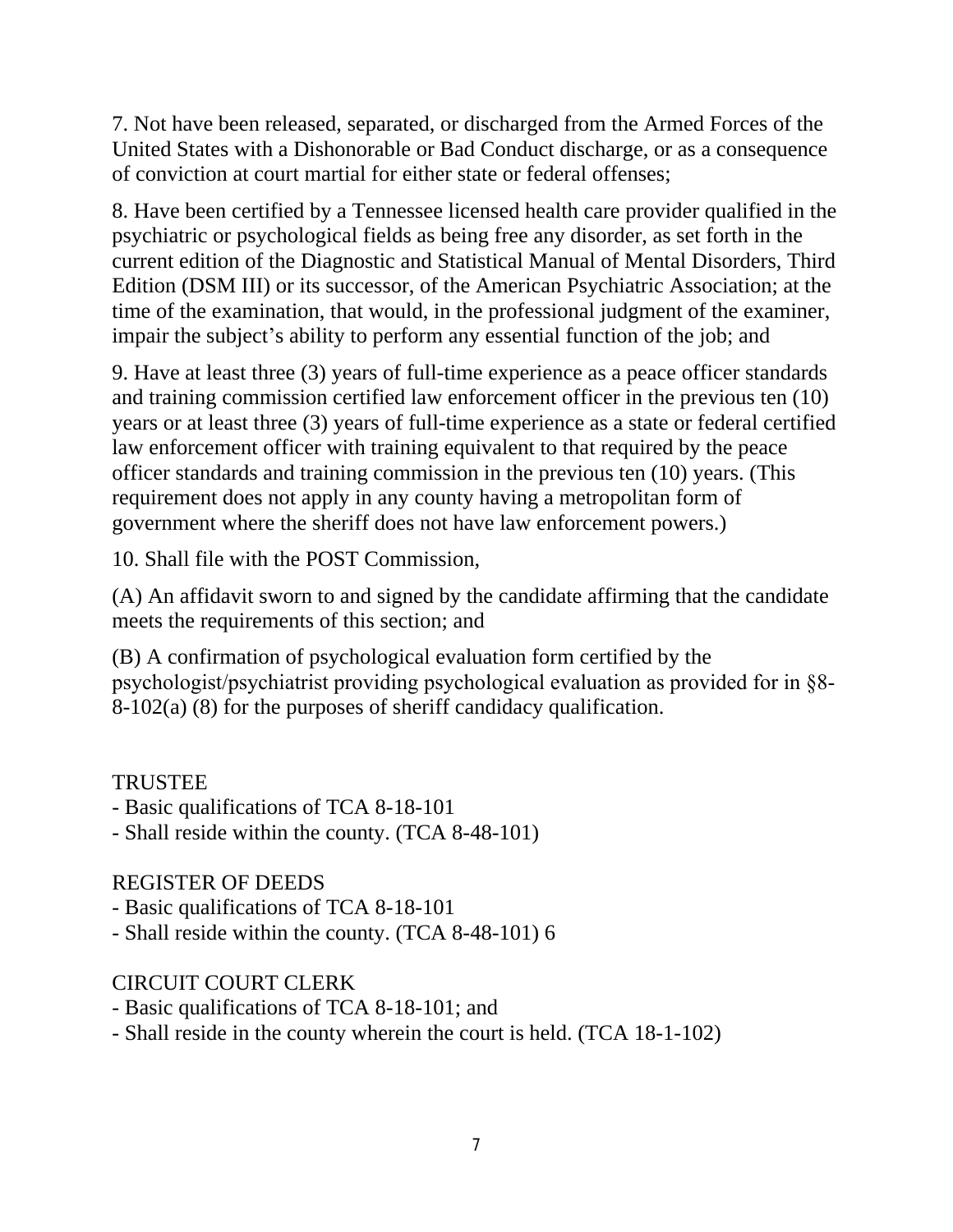7. Not have been released, separated, or discharged from the Armed Forces of the United States with a Dishonorable or Bad Conduct discharge, or as a consequence of conviction at court martial for either state or federal offenses;

8. Have been certified by a Tennessee licensed health care provider qualified in the psychiatric or psychological fields as being free any disorder, as set forth in the current edition of the Diagnostic and Statistical Manual of Mental Disorders, Third Edition (DSM III) or its successor, of the American Psychiatric Association; at the time of the examination, that would, in the professional judgment of the examiner, impair the subject's ability to perform any essential function of the job; and

9. Have at least three (3) years of full-time experience as a peace officer standards and training commission certified law enforcement officer in the previous ten (10) years or at least three (3) years of full-time experience as a state or federal certified law enforcement officer with training equivalent to that required by the peace officer standards and training commission in the previous ten (10) years. (This requirement does not apply in any county having a metropolitan form of government where the sheriff does not have law enforcement powers.)

10. Shall file with the POST Commission,

(A) An affidavit sworn to and signed by the candidate affirming that the candidate meets the requirements of this section; and

(B) A confirmation of psychological evaluation form certified by the psychologist/psychiatrist providing psychological evaluation as provided for in §8-8-102(a) (8) for the purposes of sheriff candidacy qualification.

TRUSTEE
- Basic qualifications of TCA 8-18-101
- Shall reside within the county. (TCA 8-48-101)

REGISTER OF DEEDS
- Basic qualifications of TCA 8-18-101
- Shall reside within the county. (TCA 8-48-101) 6

CIRCUIT COURT CLERK
- Basic qualifications of TCA 8-18-101; and
- Shall reside in the county wherein the court is held. (TCA 18-1-102)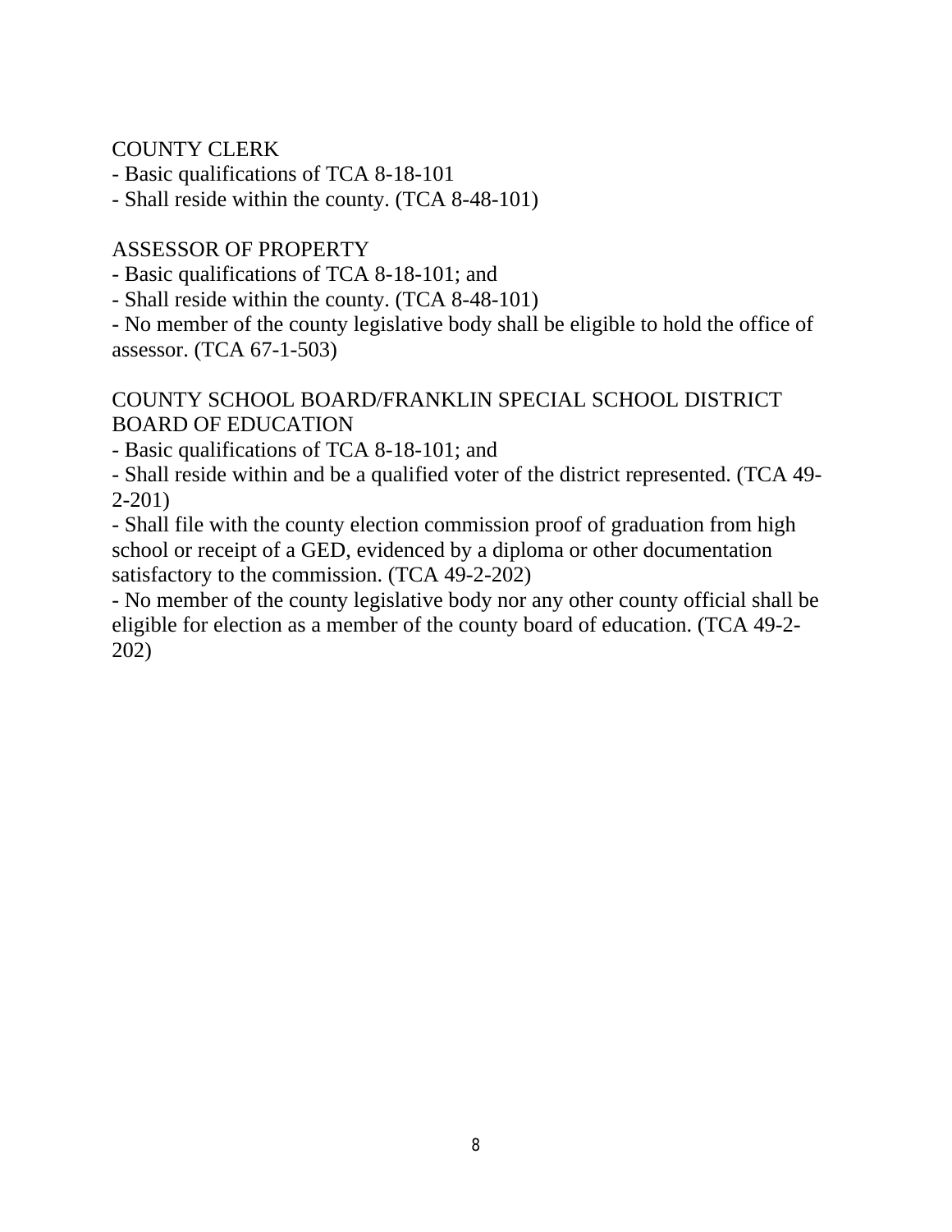COUNTY CLERK

- Basic qualifications of TCA 8-18-101
- Shall reside within the county. (TCA 8-48-101)

ASSESSOR OF PROPERTY

- Basic qualifications of TCA 8-18-101; and
- Shall reside within the county. (TCA 8-48-101)
- No member of the county legislative body shall be eligible to hold the office of assessor. (TCA 67-1-503)

COUNTY SCHOOL BOARD/FRANKLIN SPECIAL SCHOOL DISTRICT BOARD OF EDUCATION

- Basic qualifications of TCA 8-18-101; and
- Shall reside within and be a qualified voter of the district represented. (TCA 49-2-201)
- Shall file with the county election commission proof of graduation from high school or receipt of a GED, evidenced by a diploma or other documentation satisfactory to the commission. (TCA 49-2-202)
- No member of the county legislative body nor any other county official shall be eligible for election as a member of the county board of education. (TCA 49-2-202)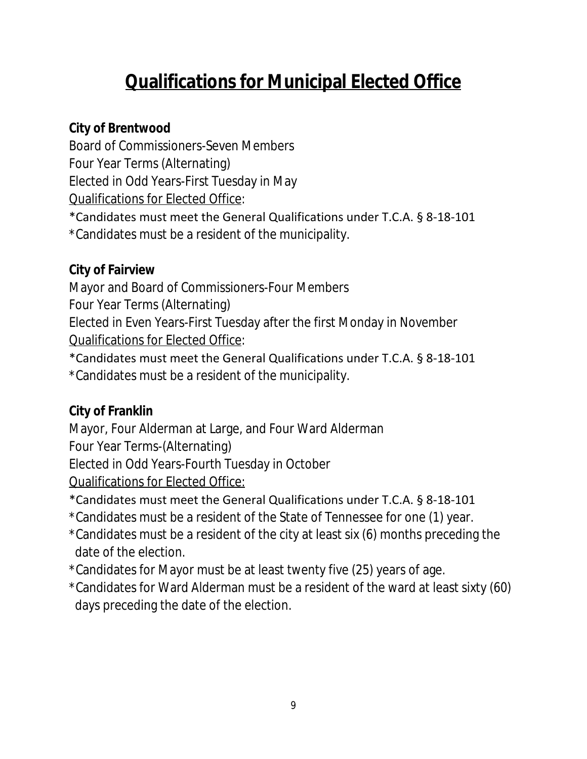# <u>Qualifications for Municipal Elected Office</u>

**City of Brentwood**

Board of Commissioners-Seven Members
Four Year Terms (Alternating)
Elected in Odd Years-First Tuesday in May
<u>Qualifications for Elected Office</u>:

*Candidates must meet the General Qualifications under T.C.A. § 8-18-101
*Candidates must be a resident of the municipality.

**City of Fairview**

Mayor and Board of Commissioners-Four Members
Four Year Terms (Alternating)
Elected in Even Years-First Tuesday after the first Monday in November
<u>Qualifications for Elected Office</u>:

*Candidates must meet the General Qualifications under T.C.A. § 8-18-101
*Candidates must be a resident of the municipality.

**City of Franklin**

Mayor, Four Alderman at Large, and Four Ward Alderman
Four Year Terms-(Alternating)
Elected in Odd Years-Fourth Tuesday in October
<u>Qualifications for Elected Office:</u>

*Candidates must meet the General Qualifications under T.C.A. § 8-18-101
*Candidates must be a resident of the State of Tennessee for one (1) year.
*Candidates must be a resident of the city at least six (6) months preceding the date of the election.
*Candidates for Mayor must be at least twenty five (25) years of age.
*Candidates for Ward Alderman must be a resident of the ward at least sixty (60) days preceding the date of the election.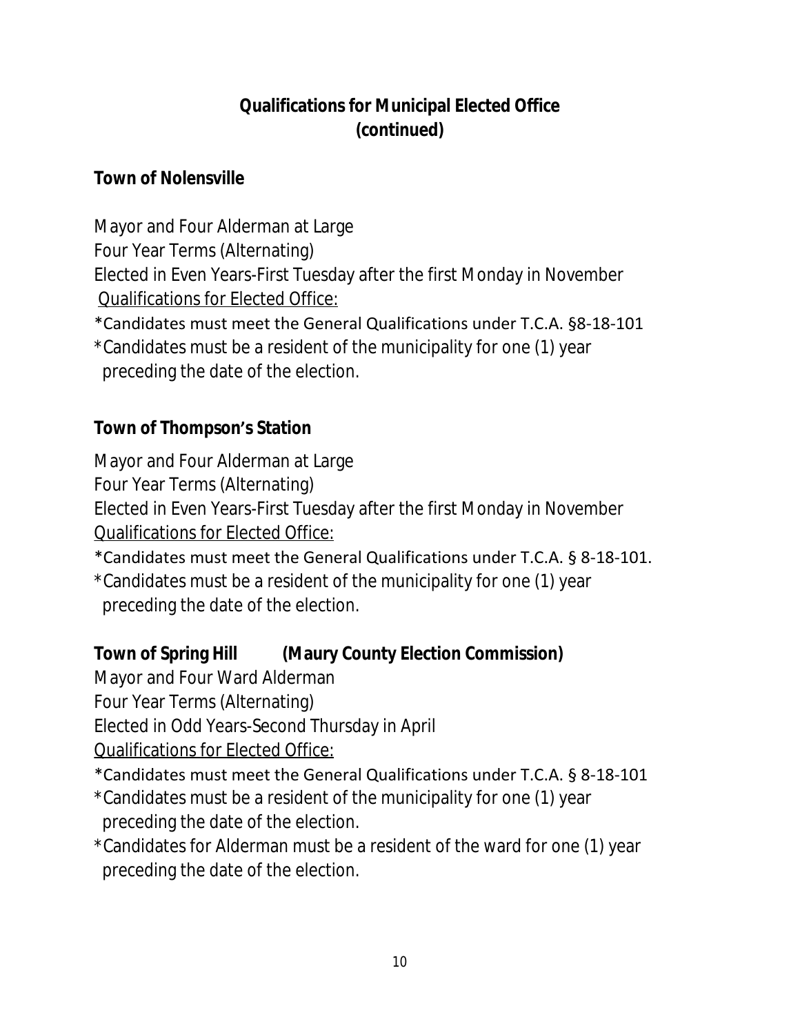## Qualifications for Municipal Elected Office (continued)

### Town of Nolensville

Mayor and Four Alderman at Large
Four Year Terms (Alternating)
Elected in Even Years-First Tuesday after the first Monday in November
Qualifications for Elected Office:
*Candidates must meet the General Qualifications under T.C.A. §8-18-101
*Candidates must be a resident of the municipality for one (1) year preceding the date of the election.

### Town of Thompson's Station

Mayor and Four Alderman at Large
Four Year Terms (Alternating)
Elected in Even Years-First Tuesday after the first Monday in November
Qualifications for Elected Office:
*Candidates must meet the General Qualifications under T.C.A. § 8-18-101.
*Candidates must be a resident of the municipality for one (1) year preceding the date of the election.

### Town of Spring Hill (Maury County Election Commission)

Mayor and Four Ward Alderman
Four Year Terms (Alternating)
Elected in Odd Years-Second Thursday in April
Qualifications for Elected Office:
*Candidates must meet the General Qualifications under T.C.A. § 8-18-101
*Candidates must be a resident of the municipality for one (1) year preceding the date of the election.
*Candidates for Alderman must be a resident of the ward for one (1) year preceding the date of the election.